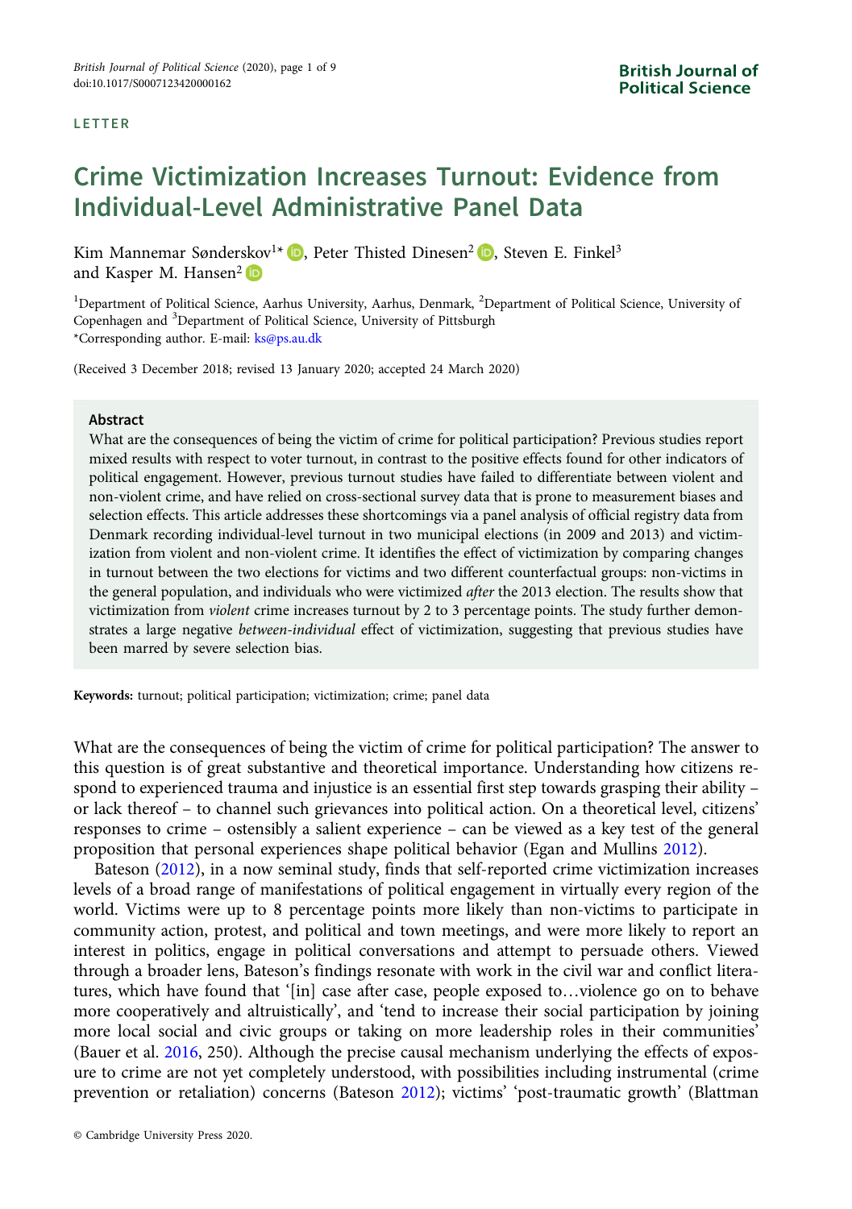LETTER

# Crime Victimization Increases Turnout: Evidence from Individual-Level Administrative Panel Data

Kim Mannemar Sønderskov[1]*, Peter Thisted Dinesen[2], Steven E. Finkel[3] and Kasper M. Hansen[2]

[1]Department of Political Science, Aarhus University, Aarhus, Denmark, [2]Department of Political Science, University of Copenhagen and [3]Department of Political Science, University of Pittsburgh
*Corresponding author. E-mail: ks@ps.au.dk

(Received 3 December 2018; revised 13 January 2020; accepted 24 March 2020)

## Abstract

What are the consequences of being the victim of crime for political participation? Previous studies report mixed results with respect to voter turnout, in contrast to the positive effects found for other indicators of political engagement. However, previous turnout studies have failed to differentiate between violent and non-violent crime, and have relied on cross-sectional survey data that is prone to measurement biases and selection effects. This article addresses these shortcomings via a panel analysis of official registry data from Denmark recording individual-level turnout in two municipal elections (in 2009 and 2013) and victimization from violent and non-violent crime. It identifies the effect of victimization by comparing changes in turnout between the two elections for victims and two different counterfactual groups: non-victims in the general population, and individuals who were victimized *after* the 2013 election. The results show that victimization from *violent* crime increases turnout by 2 to 3 percentage points. The study further demonstrates a large negative *between-individual* effect of victimization, suggesting that previous studies have been marred by severe selection bias.

**Keywords:** turnout; political participation; victimization; crime; panel data

What are the consequences of being the victim of crime for political participation? The answer to this question is of great substantive and theoretical importance. Understanding how citizens respond to experienced trauma and injustice is an essential first step towards grasping their ability – or lack thereof – to channel such grievances into political action. On a theoretical level, citizens' responses to crime – ostensibly a salient experience – can be viewed as a key test of the general proposition that personal experiences shape political behavior (Egan and Mullins 2012).

Bateson (2012), in a now seminal study, finds that self-reported crime victimization increases levels of a broad range of manifestations of political engagement in virtually every region of the world. Victims were up to 8 percentage points more likely than non-victims to participate in community action, protest, and political and town meetings, and were more likely to report an interest in politics, engage in political conversations and attempt to persuade others. Viewed through a broader lens, Bateson's findings resonate with work in the civil war and conflict literatures, which have found that '[in] case after case, people exposed to…violence go on to behave more cooperatively and altruistically', and 'tend to increase their social participation by joining more local social and civic groups or taking on more leadership roles in their communities' (Bauer et al. 2016, 250). Although the precise causal mechanism underlying the effects of exposure to crime are not yet completely understood, with possibilities including instrumental (crime prevention or retaliation) concerns (Bateson 2012); victims' 'post-traumatic growth' (Blattman

© Cambridge University Press 2020.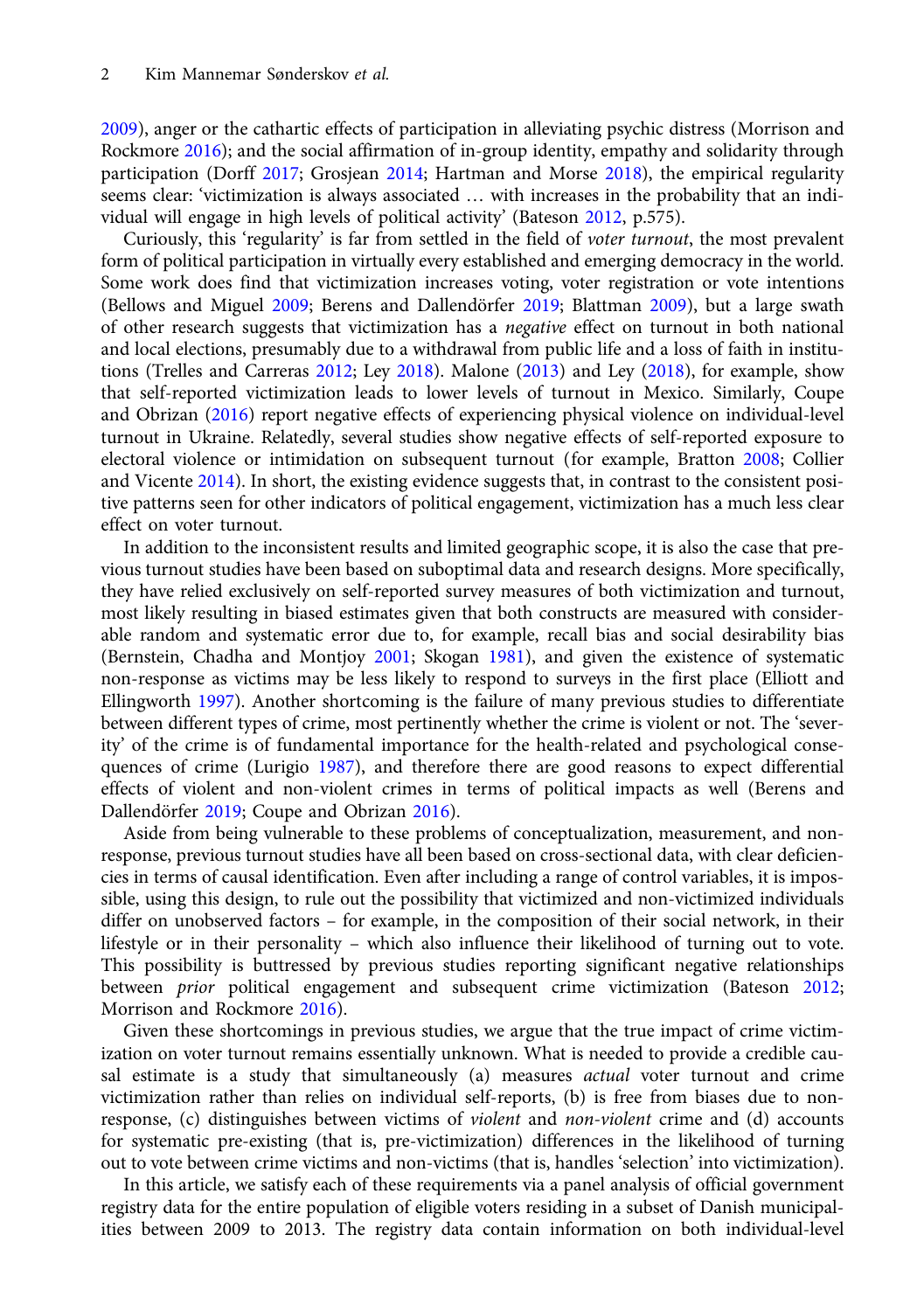2009), anger or the cathartic effects of participation in alleviating psychic distress (Morrison and Rockmore 2016); and the social affirmation of in-group identity, empathy and solidarity through participation (Dorff 2017; Grosjean 2014; Hartman and Morse 2018), the empirical regularity seems clear: 'victimization is always associated … with increases in the probability that an individual will engage in high levels of political activity' (Bateson 2012, p.575).

Curiously, this 'regularity' is far from settled in the field of *voter turnout*, the most prevalent form of political participation in virtually every established and emerging democracy in the world. Some work does find that victimization increases voting, voter registration or vote intentions (Bellows and Miguel 2009; Berens and Dallendörfer 2019; Blattman 2009), but a large swath of other research suggests that victimization has a *negative* effect on turnout in both national and local elections, presumably due to a withdrawal from public life and a loss of faith in institutions (Trelles and Carreras 2012; Ley 2018). Malone (2013) and Ley (2018), for example, show that self-reported victimization leads to lower levels of turnout in Mexico. Similarly, Coupe and Obrizan (2016) report negative effects of experiencing physical violence on individual-level turnout in Ukraine. Relatedly, several studies show negative effects of self-reported exposure to electoral violence or intimidation on subsequent turnout (for example, Bratton 2008; Collier and Vicente 2014). In short, the existing evidence suggests that, in contrast to the consistent positive patterns seen for other indicators of political engagement, victimization has a much less clear effect on voter turnout.

In addition to the inconsistent results and limited geographic scope, it is also the case that previous turnout studies have been based on suboptimal data and research designs. More specifically, they have relied exclusively on self-reported survey measures of both victimization and turnout, most likely resulting in biased estimates given that both constructs are measured with considerable random and systematic error due to, for example, recall bias and social desirability bias (Bernstein, Chadha and Montjoy 2001; Skogan 1981), and given the existence of systematic non-response as victims may be less likely to respond to surveys in the first place (Elliott and Ellingworth 1997). Another shortcoming is the failure of many previous studies to differentiate between different types of crime, most pertinently whether the crime is violent or not. The 'severity' of the crime is of fundamental importance for the health-related and psychological consequences of crime (Lurigio 1987), and therefore there are good reasons to expect differential effects of violent and non-violent crimes in terms of political impacts as well (Berens and Dallendörfer 2019; Coupe and Obrizan 2016).

Aside from being vulnerable to these problems of conceptualization, measurement, and non-response, previous turnout studies have all been based on cross-sectional data, with clear deficiencies in terms of causal identification. Even after including a range of control variables, it is impossible, using this design, to rule out the possibility that victimized and non-victimized individuals differ on unobserved factors – for example, in the composition of their social network, in their lifestyle or in their personality – which also influence their likelihood of turning out to vote. This possibility is buttressed by previous studies reporting significant negative relationships between *prior* political engagement and subsequent crime victimization (Bateson 2012; Morrison and Rockmore 2016).

Given these shortcomings in previous studies, we argue that the true impact of crime victimization on voter turnout remains essentially unknown. What is needed to provide a credible causal estimate is a study that simultaneously (a) measures *actual* voter turnout and crime victimization rather than relies on individual self-reports, (b) is free from biases due to non-response, (c) distinguishes between victims of *violent* and *non-violent* crime and (d) accounts for systematic pre-existing (that is, pre-victimization) differences in the likelihood of turning out to vote between crime victims and non-victims (that is, handles 'selection' into victimization).

In this article, we satisfy each of these requirements via a panel analysis of official government registry data for the entire population of eligible voters residing in a subset of Danish municipalities between 2009 to 2013. The registry data contain information on both individual-level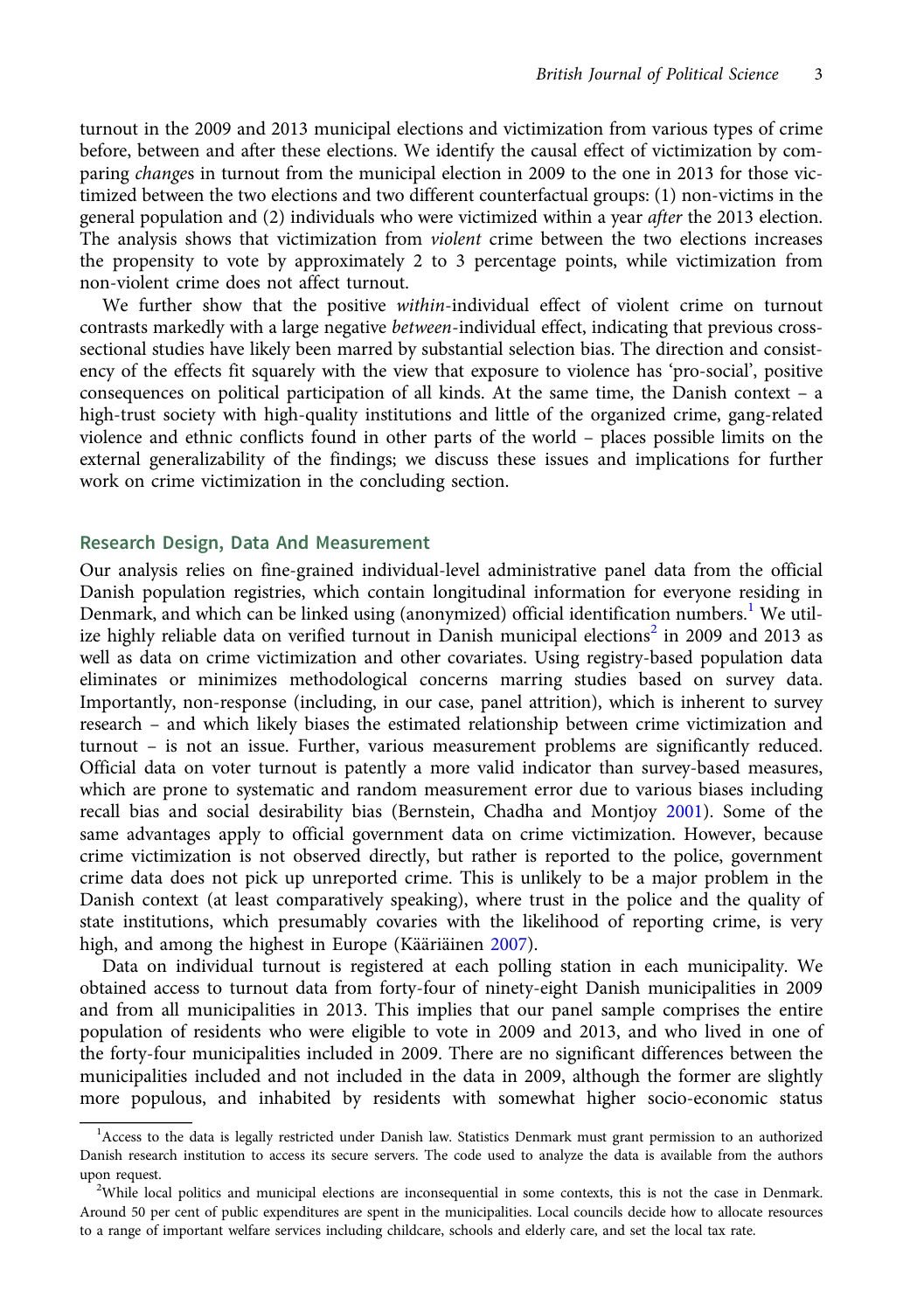turnout in the 2009 and 2013 municipal elections and victimization from various types of crime before, between and after these elections. We identify the causal effect of victimization by comparing *change*s in turnout from the municipal election in 2009 to the one in 2013 for those victimized between the two elections and two different counterfactual groups: (1) non-victims in the general population and (2) individuals who were victimized within a year *after* the 2013 election. The analysis shows that victimization from *violent* crime between the two elections increases the propensity to vote by approximately 2 to 3 percentage points, while victimization from non-violent crime does not affect turnout.

We further show that the positive *within*-individual effect of violent crime on turnout contrasts markedly with a large negative *between*-individual effect, indicating that previous cross-sectional studies have likely been marred by substantial selection bias. The direction and consistency of the effects fit squarely with the view that exposure to violence has 'pro-social', positive consequences on political participation of all kinds. At the same time, the Danish context – a high-trust society with high-quality institutions and little of the organized crime, gang-related violence and ethnic conflicts found in other parts of the world – places possible limits on the external generalizability of the findings; we discuss these issues and implications for further work on crime victimization in the concluding section.

## Research Design, Data And Measurement

Our analysis relies on fine-grained individual-level administrative panel data from the official Danish population registries, which contain longitudinal information for everyone residing in Denmark, and which can be linked using (anonymized) official identification numbers.[1] We utilize highly reliable data on verified turnout in Danish municipal elections[2] in 2009 and 2013 as well as data on crime victimization and other covariates. Using registry-based population data eliminates or minimizes methodological concerns marring studies based on survey data. Importantly, non-response (including, in our case, panel attrition), which is inherent to survey research – and which likely biases the estimated relationship between crime victimization and turnout – is not an issue. Further, various measurement problems are significantly reduced. Official data on voter turnout is patently a more valid indicator than survey-based measures, which are prone to systematic and random measurement error due to various biases including recall bias and social desirability bias (Bernstein, Chadha and Montjoy 2001). Some of the same advantages apply to official government data on crime victimization. However, because crime victimization is not observed directly, but rather is reported to the police, government crime data does not pick up unreported crime. This is unlikely to be a major problem in the Danish context (at least comparatively speaking), where trust in the police and the quality of state institutions, which presumably covaries with the likelihood of reporting crime, is very high, and among the highest in Europe (Kääriäinen 2007).

Data on individual turnout is registered at each polling station in each municipality. We obtained access to turnout data from forty-four of ninety-eight Danish municipalities in 2009 and from all municipalities in 2013. This implies that our panel sample comprises the entire population of residents who were eligible to vote in 2009 and 2013, and who lived in one of the forty-four municipalities included in 2009. There are no significant differences between the municipalities included and not included in the data in 2009, although the former are slightly more populous, and inhabited by residents with somewhat higher socio-economic status

[1] Access to the data is legally restricted under Danish law. Statistics Denmark must grant permission to an authorized Danish research institution to access its secure servers. The code used to analyze the data is available from the authors upon request.

[2] While local politics and municipal elections are inconsequential in some contexts, this is not the case in Denmark. Around 50 per cent of public expenditures are spent in the municipalities. Local councils decide how to allocate resources to a range of important welfare services including childcare, schools and elderly care, and set the local tax rate.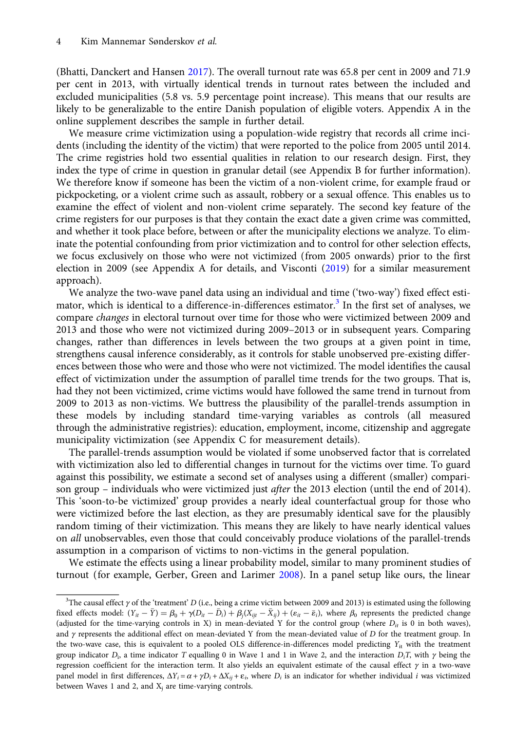(Bhatti, Danckert and Hansen 2017). The overall turnout rate was 65.8 per cent in 2009 and 71.9 per cent in 2013, with virtually identical trends in turnout rates between the included and excluded municipalities (5.8 vs. 5.9 percentage point increase). This means that our results are likely to be generalizable to the entire Danish population of eligible voters. Appendix A in the online supplement describes the sample in further detail.

We measure crime victimization using a population-wide registry that records all crime incidents (including the identity of the victim) that were reported to the police from 2005 until 2014. The crime registries hold two essential qualities in relation to our research design. First, they index the type of crime in question in granular detail (see Appendix B for further information). We therefore know if someone has been the victim of a non-violent crime, for example fraud or pickpocketing, or a violent crime such as assault, robbery or a sexual offence. This enables us to examine the effect of violent and non-violent crime separately. The second key feature of the crime registers for our purposes is that they contain the exact date a given crime was committed, and whether it took place before, between or after the municipality elections we analyze. To eliminate the potential confounding from prior victimization and to control for other selection effects, we focus exclusively on those who were not victimized (from 2005 onwards) prior to the first election in 2009 (see Appendix A for details, and Visconti (2019) for a similar measurement approach).

We analyze the two-wave panel data using an individual and time ('two-way') fixed effect estimator, which is identical to a difference-in-differences estimator.[3] In the first set of analyses, we compare *changes* in electoral turnout over time for those who were victimized between 2009 and 2013 and those who were not victimized during 2009–2013 or in subsequent years. Comparing changes, rather than differences in levels between the two groups at a given point in time, strengthens causal inference considerably, as it controls for stable unobserved pre-existing differences between those who were and those who were not victimized. The model identifies the causal effect of victimization under the assumption of parallel time trends for the two groups. That is, had they not been victimized, crime victims would have followed the same trend in turnout from 2009 to 2013 as non-victims. We buttress the plausibility of the parallel-trends assumption in these models by including standard time-varying variables as controls (all measured through the administrative registries): education, employment, income, citizenship and aggregate municipality victimization (see Appendix C for measurement details).

The parallel-trends assumption would be violated if some unobserved factor that is correlated with victimization also led to differential changes in turnout for the victims over time. To guard against this possibility, we estimate a second set of analyses using a different (smaller) comparison group – individuals who were victimized just *after* the 2013 election (until the end of 2014). This 'soon-to-be victimized' group provides a nearly ideal counterfactual group for those who were victimized before the last election, as they are presumably identical save for the plausibly random timing of their victimization. This means they are likely to have nearly identical values on *all* unobservables, even those that could conceivably produce violations of the parallel-trends assumption in a comparison of victims to non-victims in the general population.

We estimate the effects using a linear probability model, similar to many prominent studies of turnout (for example, Gerber, Green and Larimer 2008). In a panel setup like ours, the linear

---

[3] The causal effect $\gamma$ of the 'treatment' $D$ (i.e., being a crime victim between 2009 and 2013) is estimated using the following fixed effects model: $(Y_{it} - \bar{Y}) = \beta_0 + \gamma(D_{it} - \bar{D}_i) + \beta_j(X_{ijt} - \bar{X}_{ij}) + (\varepsilon_{it} - \bar{\varepsilon}_i)$, where $\beta_0$ represents the predicted change (adjusted for the time-varying controls in X) in mean-deviated Y for the control group (where $D_{it}$ is 0 in both waves), and $\gamma$ represents the additional effect on mean-deviated Y from the mean-deviated value of D for the treatment group. In the two-wave case, this is equivalent to a pooled OLS difference-in-differences model predicting $Y_{it}$ with the treatment group indicator $D_i$, a time indicator $T$ equalling 0 in Wave 1 and 1 in Wave 2, and the interaction $D_iT$, with $\gamma$ being the regression coefficient for the interaction term. It also yields an equivalent estimate of the causal effect $\gamma$ in a two-wave panel model in first differences, $\Delta Y_i = \alpha + \gamma D_i + \Delta X_{ij} + \varepsilon_i$, where $D_i$ is an indicator for whether individual $i$ was victimized between Waves 1 and 2, and $X_j$ are time-varying controls.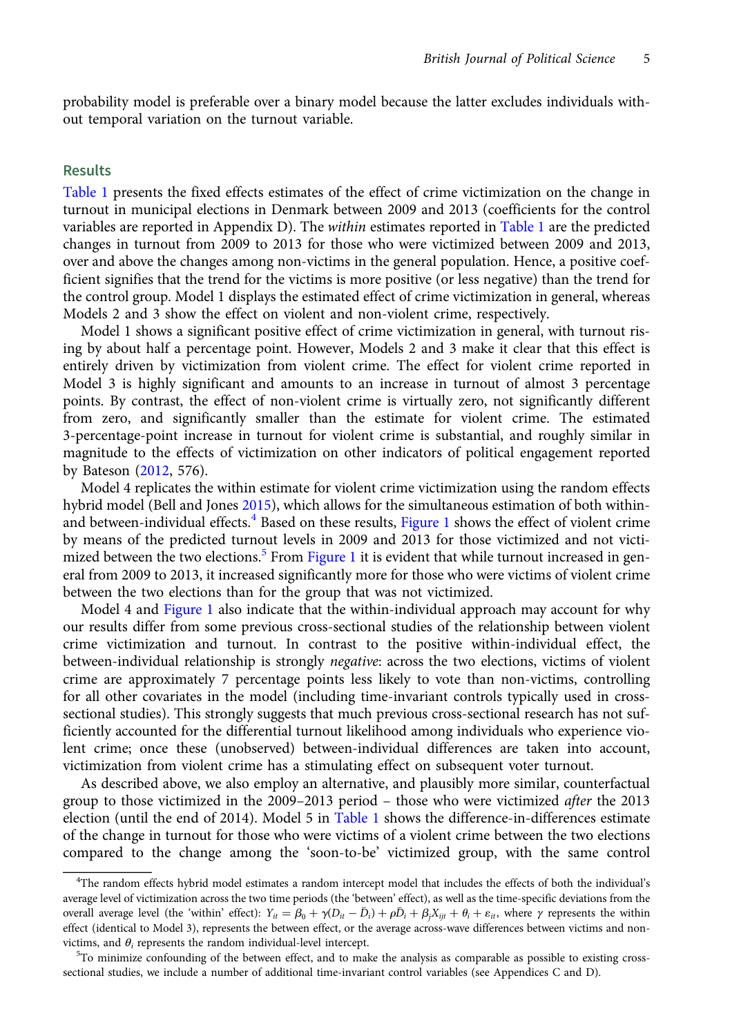probability model is preferable over a binary model because the latter excludes individuals without temporal variation on the turnout variable.

## Results

Table 1 presents the fixed effects estimates of the effect of crime victimization on the change in turnout in municipal elections in Denmark between 2009 and 2013 (coefficients for the control variables are reported in Appendix D). The *within* estimates reported in Table 1 are the predicted changes in turnout from 2009 to 2013 for those who were victimized between 2009 and 2013, over and above the changes among non-victims in the general population. Hence, a positive coefficient signifies that the trend for the victims is more positive (or less negative) than the trend for the control group. Model 1 displays the estimated effect of crime victimization in general, whereas Models 2 and 3 show the effect on violent and non-violent crime, respectively.

Model 1 shows a significant positive effect of crime victimization in general, with turnout rising by about half a percentage point. However, Models 2 and 3 make it clear that this effect is entirely driven by victimization from violent crime. The effect for violent crime reported in Model 3 is highly significant and amounts to an increase in turnout of almost 3 percentage points. By contrast, the effect of non-violent crime is virtually zero, not significantly different from zero, and significantly smaller than the estimate for violent crime. The estimated 3-percentage-point increase in turnout for violent crime is substantial, and roughly similar in magnitude to the effects of victimization on other indicators of political engagement reported by Bateson (2012, 576).

Model 4 replicates the within estimate for violent crime victimization using the random effects hybrid model (Bell and Jones 2015), which allows for the simultaneous estimation of both within- and between-individual effects.[4] Based on these results, Figure 1 shows the effect of violent crime by means of the predicted turnout levels in 2009 and 2013 for those victimized and not victimized between the two elections.[5] From Figure 1 it is evident that while turnout increased in general from 2009 to 2013, it increased significantly more for those who were victims of violent crime between the two elections than for the group that was not victimized.

Model 4 and Figure 1 also indicate that the within-individual approach may account for why our results differ from some previous cross-sectional studies of the relationship between violent crime victimization and turnout. In contrast to the positive within-individual effect, the between-individual relationship is strongly *negative*: across the two elections, victims of violent crime are approximately 7 percentage points less likely to vote than non-victims, controlling for all other covariates in the model (including time-invariant controls typically used in cross-sectional studies). This strongly suggests that much previous cross-sectional research has not sufficiently accounted for the differential turnout likelihood among individuals who experience violent crime; once these (unobserved) between-individual differences are taken into account, victimization from violent crime has a stimulating effect on subsequent voter turnout.

As described above, we also employ an alternative, and plausibly more similar, counterfactual group to those victimized in the 2009–2013 period – those who were victimized *after* the 2013 election (until the end of 2014). Model 5 in Table 1 shows the difference-in-differences estimate of the change in turnout for those who were victims of a violent crime between the two elections compared to the change among the 'soon-to-be' victimized group, with the same control

[4]The random effects hybrid model estimates a random intercept model that includes the effects of both the individual's average level of victimization across the two time periods (the 'between' effect), as well as the time-specific deviations from the overall average level (the 'within' effect): $Y_{it} = \beta_0 + \gamma(D_{it} - \bar{D}_i) + \rho\bar{D}_i + \beta_j X_{ijt} + \theta_i + \varepsilon_{it}$, where $\gamma$ represents the within effect (identical to Model 3), represents the between effect, or the average across-wave differences between victims and non-victims, and $\theta_i$ represents the random individual-level intercept.

[5]To minimize confounding of the between effect, and to make the analysis as comparable as possible to existing cross-sectional studies, we include a number of additional time-invariant control variables (see Appendices C and D).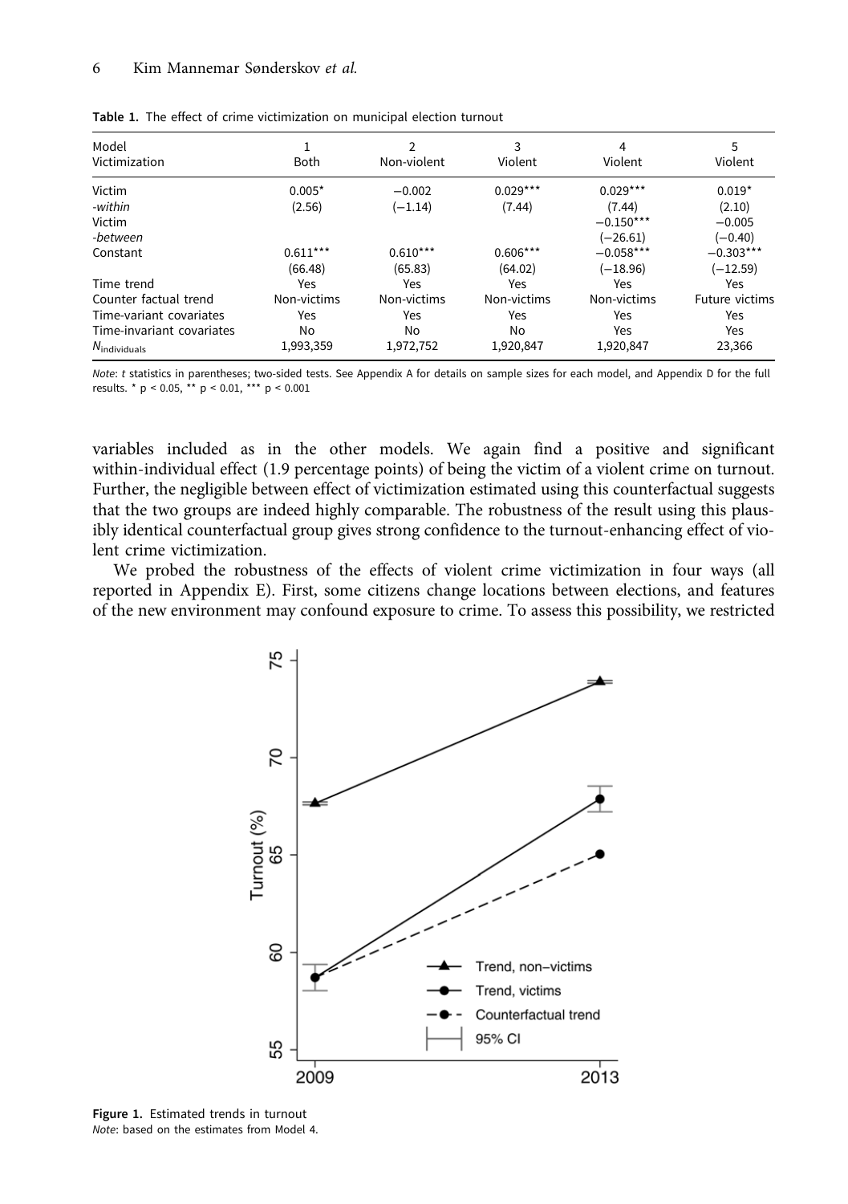**Table 1.** The effect of crime victimization on municipal election turnout

| Model | 1 | 2 | 3 | 4 | 5 |
|---|---|---|---|---|---|
| Victimization | Both | Non-violent | Violent | Violent | Violent |
| Victim | 0.005* | −0.002 | 0.029*** | 0.029*** | 0.019* |
| *-within* | (2.56) | (−1.14) | (7.44) | (7.44) | (2.10) |
| Victim | | | | −0.150*** | −0.005 |
| *-between* | | | | (−26.61) | (−0.40) |
| Constant | 0.611*** | 0.610*** | 0.606*** | −0.058*** | −0.303*** |
| | (66.48) | (65.83) | (64.02) | (−18.96) | (−12.59) |
| Time trend | Yes | Yes | Yes | Yes | Yes |
| Counter factual trend | Non-victims | Non-victims | Non-victims | Non-victims | Future victims |
| Time-variant covariates | Yes | Yes | Yes | Yes | Yes |
| Time-invariant covariates | No | No | No | Yes | Yes |
| $N_{\text{individuals}}$ | 1,993,359 | 1,972,752 | 1,920,847 | 1,920,847 | 23,366 |

*Note*: *t* statistics in parentheses; two-sided tests. See Appendix A for details on sample sizes for each model, and Appendix D for the full results. * p < 0.05, ** p < 0.01, *** p < 0.001

variables included as in the other models. We again find a positive and significant within-individual effect (1.9 percentage points) of being the victim of a violent crime on turnout. Further, the negligible between effect of victimization estimated using this counterfactual suggests that the two groups are indeed highly comparable. The robustness of the result using this plausibly identical counterfactual group gives strong confidence to the turnout-enhancing effect of violent crime victimization.

We probed the robustness of the effects of violent crime victimization in four ways (all reported in Appendix E). First, some citizens change locations between elections, and features of the new environment may confound exposure to crime. To assess this possibility, we restricted

**Figure 1.** Estimated trends in turnout
*Note*: based on the estimates from Model 4.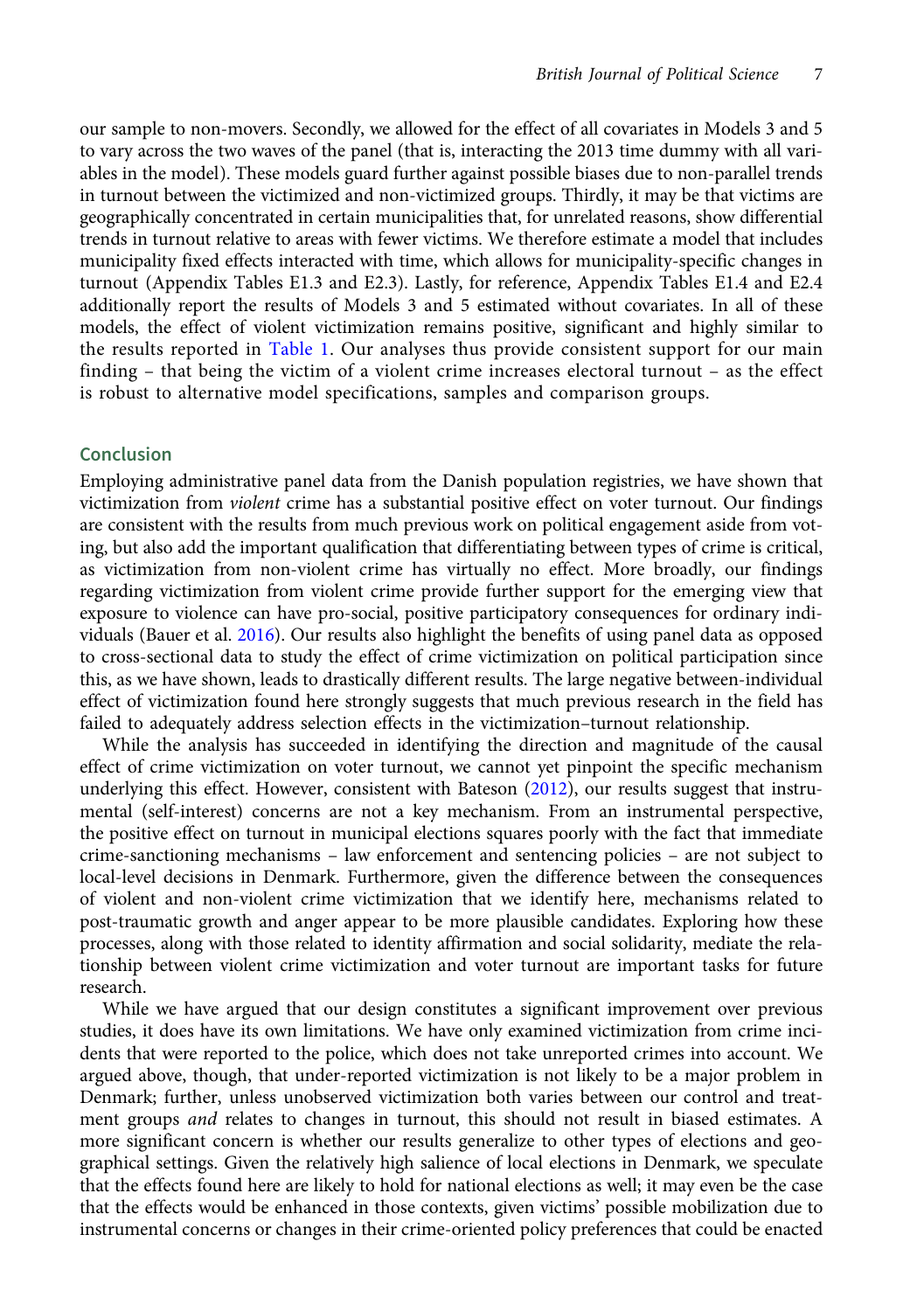our sample to non-movers. Secondly, we allowed for the effect of all covariates in Models 3 and 5 to vary across the two waves of the panel (that is, interacting the 2013 time dummy with all variables in the model). These models guard further against possible biases due to non-parallel trends in turnout between the victimized and non-victimized groups. Thirdly, it may be that victims are geographically concentrated in certain municipalities that, for unrelated reasons, show differential trends in turnout relative to areas with fewer victims. We therefore estimate a model that includes municipality fixed effects interacted with time, which allows for municipality-specific changes in turnout (Appendix Tables E1.3 and E2.3). Lastly, for reference, Appendix Tables E1.4 and E2.4 additionally report the results of Models 3 and 5 estimated without covariates. In all of these models, the effect of violent victimization remains positive, significant and highly similar to the results reported in Table 1. Our analyses thus provide consistent support for our main finding – that being the victim of a violent crime increases electoral turnout – as the effect is robust to alternative model specifications, samples and comparison groups.

## Conclusion

Employing administrative panel data from the Danish population registries, we have shown that victimization from *violent* crime has a substantial positive effect on voter turnout. Our findings are consistent with the results from much previous work on political engagement aside from voting, but also add the important qualification that differentiating between types of crime is critical, as victimization from non-violent crime has virtually no effect. More broadly, our findings regarding victimization from violent crime provide further support for the emerging view that exposure to violence can have pro-social, positive participatory consequences for ordinary individuals (Bauer et al. 2016). Our results also highlight the benefits of using panel data as opposed to cross-sectional data to study the effect of crime victimization on political participation since this, as we have shown, leads to drastically different results. The large negative between-individual effect of victimization found here strongly suggests that much previous research in the field has failed to adequately address selection effects in the victimization–turnout relationship.

While the analysis has succeeded in identifying the direction and magnitude of the causal effect of crime victimization on voter turnout, we cannot yet pinpoint the specific mechanism underlying this effect. However, consistent with Bateson (2012), our results suggest that instrumental (self-interest) concerns are not a key mechanism. From an instrumental perspective, the positive effect on turnout in municipal elections squares poorly with the fact that immediate crime-sanctioning mechanisms – law enforcement and sentencing policies – are not subject to local-level decisions in Denmark. Furthermore, given the difference between the consequences of violent and non-violent crime victimization that we identify here, mechanisms related to post-traumatic growth and anger appear to be more plausible candidates. Exploring how these processes, along with those related to identity affirmation and social solidarity, mediate the relationship between violent crime victimization and voter turnout are important tasks for future research.

While we have argued that our design constitutes a significant improvement over previous studies, it does have its own limitations. We have only examined victimization from crime incidents that were reported to the police, which does not take unreported crimes into account. We argued above, though, that under-reported victimization is not likely to be a major problem in Denmark; further, unless unobserved victimization both varies between our control and treatment groups *and* relates to changes in turnout, this should not result in biased estimates. A more significant concern is whether our results generalize to other types of elections and geographical settings. Given the relatively high salience of local elections in Denmark, we speculate that the effects found here are likely to hold for national elections as well; it may even be the case that the effects would be enhanced in those contexts, given victims' possible mobilization due to instrumental concerns or changes in their crime-oriented policy preferences that could be enacted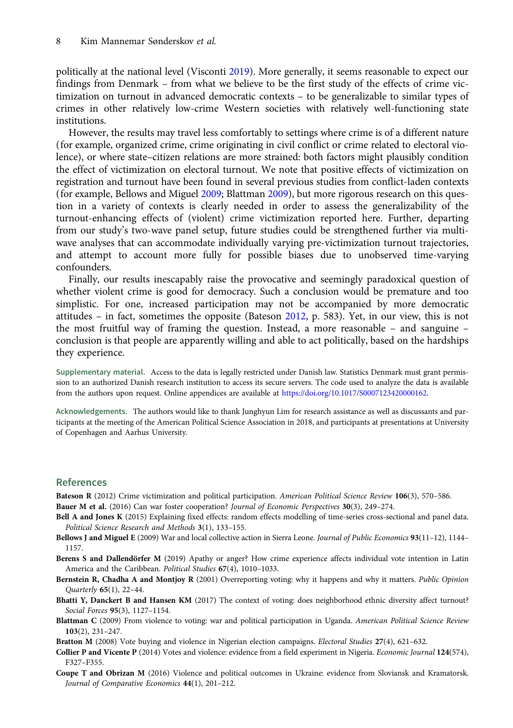politically at the national level (Visconti 2019). More generally, it seems reasonable to expect our findings from Denmark – from what we believe to be the first study of the effects of crime victimization on turnout in advanced democratic contexts – to be generalizable to similar types of crimes in other relatively low-crime Western societies with relatively well-functioning state institutions.

However, the results may travel less comfortably to settings where crime is of a different nature (for example, organized crime, crime originating in civil conflict or crime related to electoral violence), or where state–citizen relations are more strained: both factors might plausibly condition the effect of victimization on electoral turnout. We note that positive effects of victimization on registration and turnout have been found in several previous studies from conflict-laden contexts (for example, Bellows and Miguel 2009; Blattman 2009), but more rigorous research on this question in a variety of contexts is clearly needed in order to assess the generalizability of the turnout-enhancing effects of (violent) crime victimization reported here. Further, departing from our study's two-wave panel setup, future studies could be strengthened further via multi-wave analyses that can accommodate individually varying pre-victimization turnout trajectories, and attempt to account more fully for possible biases due to unobserved time-varying confounders.

Finally, our results inescapably raise the provocative and seemingly paradoxical question of whether violent crime is good for democracy. Such a conclusion would be premature and too simplistic. For one, increased participation may not be accompanied by more democratic attitudes – in fact, sometimes the opposite (Bateson 2012, p. 583). Yet, in our view, this is not the most fruitful way of framing the question. Instead, a more reasonable – and sanguine – conclusion is that people are apparently willing and able to act politically, based on the hardships they experience.

**Supplementary material.** Access to the data is legally restricted under Danish law. Statistics Denmark must grant permission to an authorized Danish research institution to access its secure servers. The code used to analyze the data is available from the authors upon request. Online appendices are available at https://doi.org/10.1017/S0007123420000162.

**Acknowledgements.** The authors would like to thank Junghyun Lim for research assistance as well as discussants and participants at the meeting of the American Political Science Association in 2018, and participants at presentations at University of Copenhagen and Aarhus University.

## References

**Bateson R** (2012) Crime victimization and political participation. *American Political Science Review* **106**(3), 570–586.

**Bauer M et al.** (2016) Can war foster cooperation? *Journal of Economic Perspectives* **30**(3), 249–274.

**Bell A and Jones K** (2015) Explaining fixed effects: random effects modelling of time-series cross-sectional and panel data. *Political Science Research and Methods* **3**(1), 133–155.

**Bellows J and Miguel E** (2009) War and local collective action in Sierra Leone. *Journal of Public Economics* **93**(11–12), 1144–1157.

**Berens S and Dallendörfer M** (2019) Apathy or anger? How crime experience affects individual vote intention in Latin America and the Caribbean. *Political Studies* **67**(4), 1010–1033.

**Bernstein R, Chadha A and Montjoy R** (2001) Overreporting voting: why it happens and why it matters. *Public Opinion Quarterly* **65**(1), 22–44.

**Bhatti Y, Danckert B and Hansen KM** (2017) The context of voting: does neighborhood ethnic diversity affect turnout? *Social Forces* **95**(3), 1127–1154.

**Blattman C** (2009) From violence to voting: war and political participation in Uganda. *American Political Science Review* **103**(2), 231–247.

**Bratton M** (2008) Vote buying and violence in Nigerian election campaigns. *Electoral Studies* **27**(4), 621–632.

**Collier P and Vicente P** (2014) Votes and violence: evidence from a field experiment in Nigeria. *Economic Journal* **124**(574), F327–F355.

**Coupe T and Obrizan M** (2016) Violence and political outcomes in Ukraine: evidence from Sloviansk and Kramatorsk. *Journal of Comparative Economics* **44**(1), 201–212.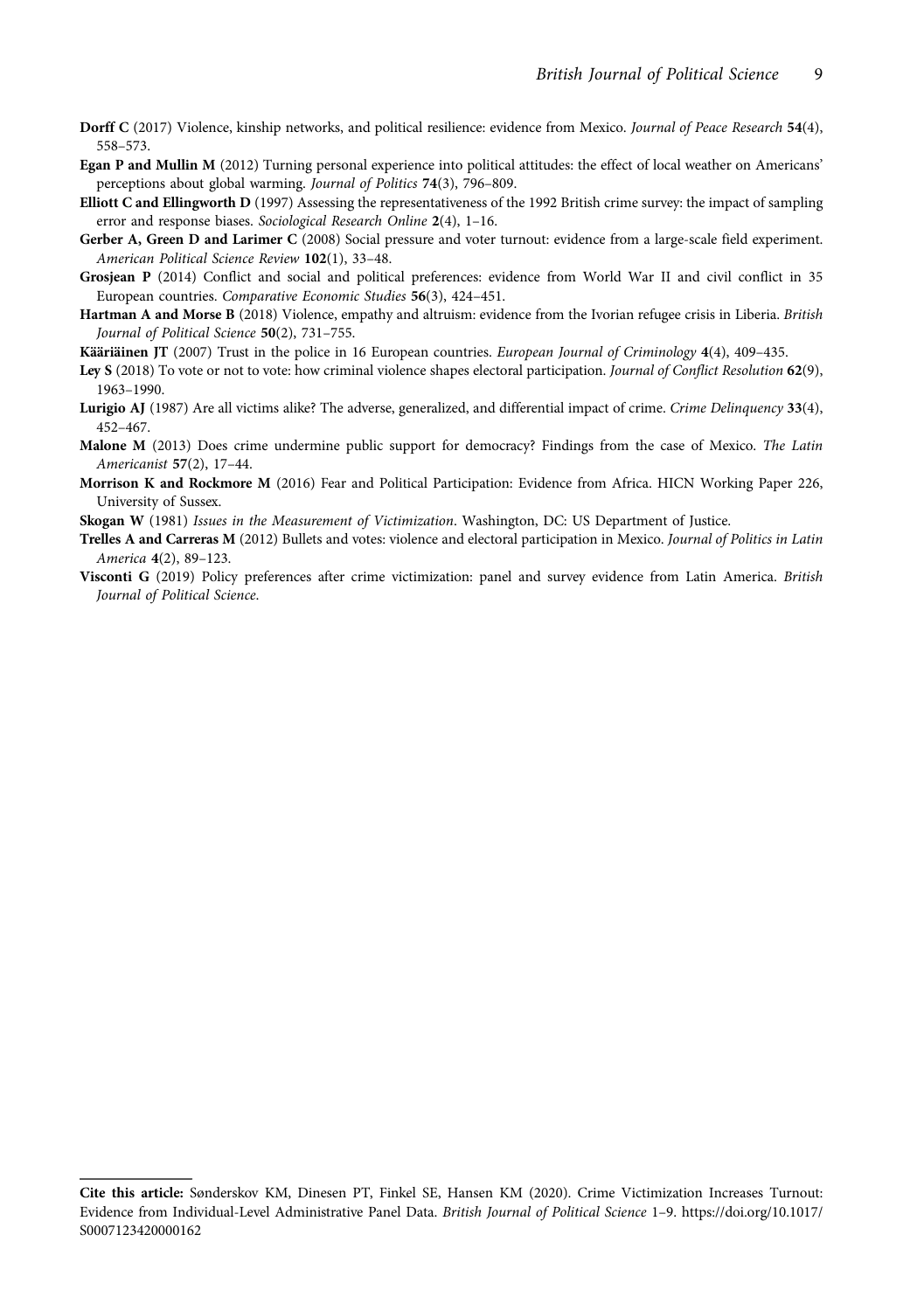**Dorff C** (2017) Violence, kinship networks, and political resilience: evidence from Mexico. *Journal of Peace Research* **54**(4), 558–573.

**Egan P and Mullin M** (2012) Turning personal experience into political attitudes: the effect of local weather on Americans' perceptions about global warming. *Journal of Politics* **74**(3), 796–809.

**Elliott C and Ellingworth D** (1997) Assessing the representativeness of the 1992 British crime survey: the impact of sampling error and response biases. *Sociological Research Online* **2**(4), 1–16.

**Gerber A, Green D and Larimer C** (2008) Social pressure and voter turnout: evidence from a large-scale field experiment. *American Political Science Review* **102**(1), 33–48.

**Grosjean P** (2014) Conflict and social and political preferences: evidence from World War II and civil conflict in 35 European countries. *Comparative Economic Studies* **56**(3), 424–451.

**Hartman A and Morse B** (2018) Violence, empathy and altruism: evidence from the Ivorian refugee crisis in Liberia. *British Journal of Political Science* **50**(2), 731–755.

**Kääriäinen JT** (2007) Trust in the police in 16 European countries. *European Journal of Criminology* **4**(4), 409–435.

**Ley S** (2018) To vote or not to vote: how criminal violence shapes electoral participation. *Journal of Conflict Resolution* **62**(9), 1963–1990.

**Lurigio AJ** (1987) Are all victims alike? The adverse, generalized, and differential impact of crime. *Crime Delinquency* **33**(4), 452–467.

**Malone M** (2013) Does crime undermine public support for democracy? Findings from the case of Mexico. *The Latin Americanist* **57**(2), 17–44.

**Morrison K and Rockmore M** (2016) Fear and Political Participation: Evidence from Africa. HICN Working Paper 226, University of Sussex.

**Skogan W** (1981) *Issues in the Measurement of Victimization*. Washington, DC: US Department of Justice.

**Trelles A and Carreras M** (2012) Bullets and votes: violence and electoral participation in Mexico. *Journal of Politics in Latin America* **4**(2), 89–123.

**Visconti G** (2019) Policy preferences after crime victimization: panel and survey evidence from Latin America. *British Journal of Political Science*.

---

**Cite this article:** Sønderskov KM, Dinesen PT, Finkel SE, Hansen KM (2020). Crime Victimization Increases Turnout: Evidence from Individual-Level Administrative Panel Data. *British Journal of Political Science* 1–9. https://doi.org/10.1017/S0007123420000162